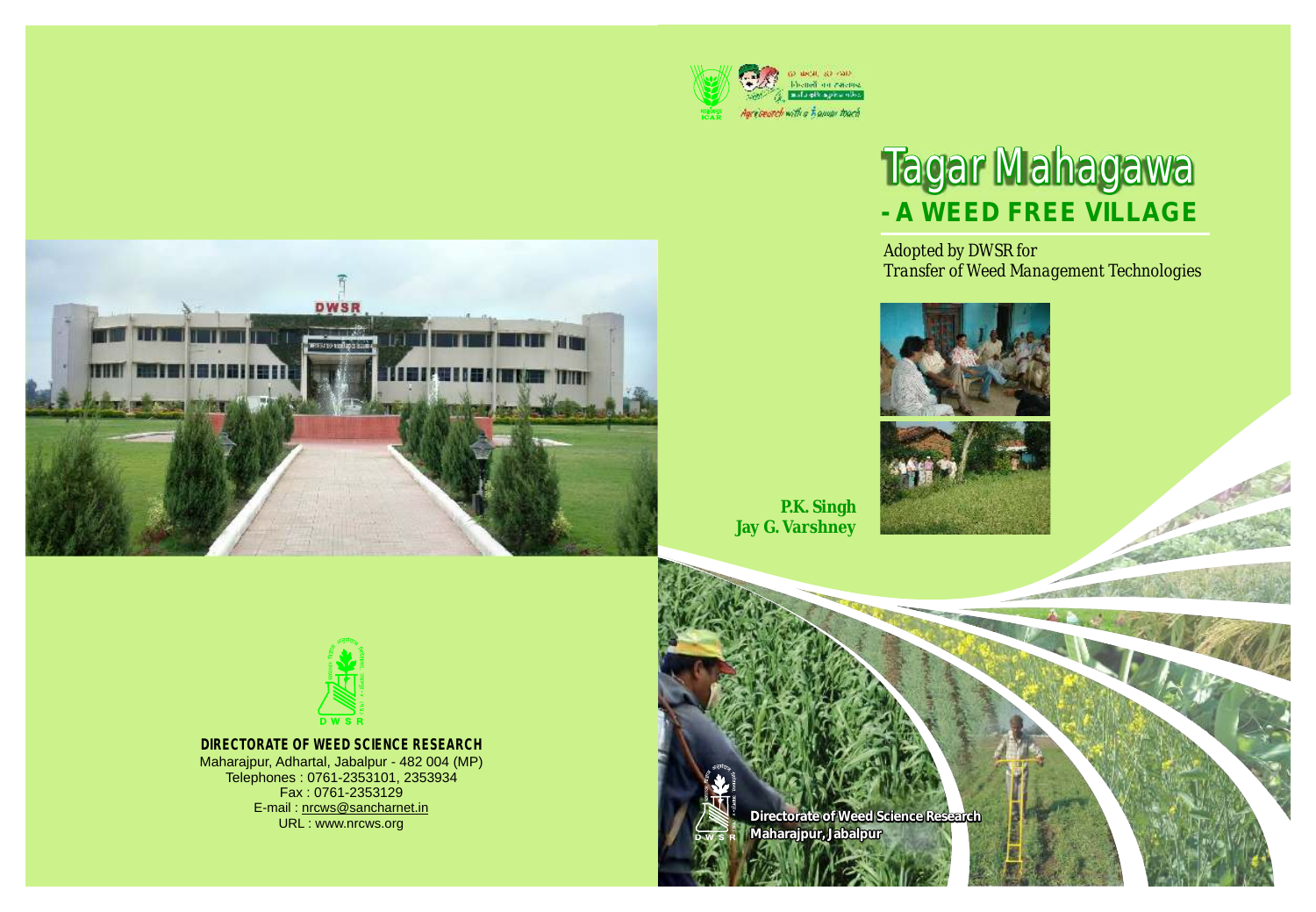# Tagar Mahagawa

## - A WEED FREE VILLAGE

*Adopted by DWSR for Transfer of Weed Management Technologies*

**P.K. Singh**
**Jay G. Varshney**

**Directorate of Weed Science Research**
**Maharajpur, Jabalpur**

**DIRECTORATE OF WEED SCIENCE RESEARCH**
Maharajpur, Adhartal, Jabalpur - 482 004 (MP)
Telephones : 0761-2353101, 2353934
Fax : 0761-2353129
E-mail : nrcws@sancharnet.in
URL : www.nrcws.org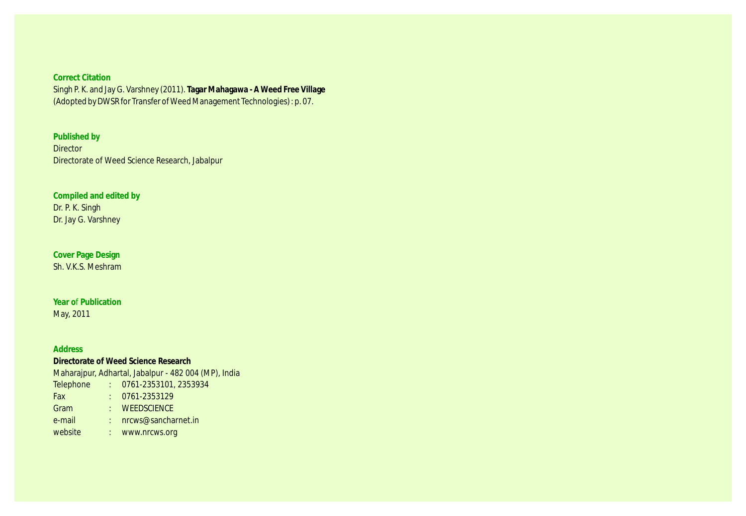**Correct Citation**

Singh P. K. and Jay G. Varshney (2011). **Tagar Mahagawa - A Weed Free Village** (Adopted by DWSR for Transfer of Weed Management Technologies) : p. 07.

**Published by**

Director
Directorate of Weed Science Research, Jabalpur

**Compiled and edited by**

Dr. P. K. Singh
Dr. Jay G. Varshney

**Cover Page Design**

Sh. V.K.S. Meshram

**Year of Publication**

May, 2011

**Address**

**Directorate of Weed Science Research**
Maharajpur, Adhartal, Jabalpur - 482 004 (MP), India

| | | |
|---|---|---|
| Telephone | : | 0761-2353101, 2353934 |
| Fax | : | 0761-2353129 |
| Gram | : | WEEDSCIENCE |
| e-mail | : | nrcws@sancharnet.in |
| website | : | www.nrcws.org |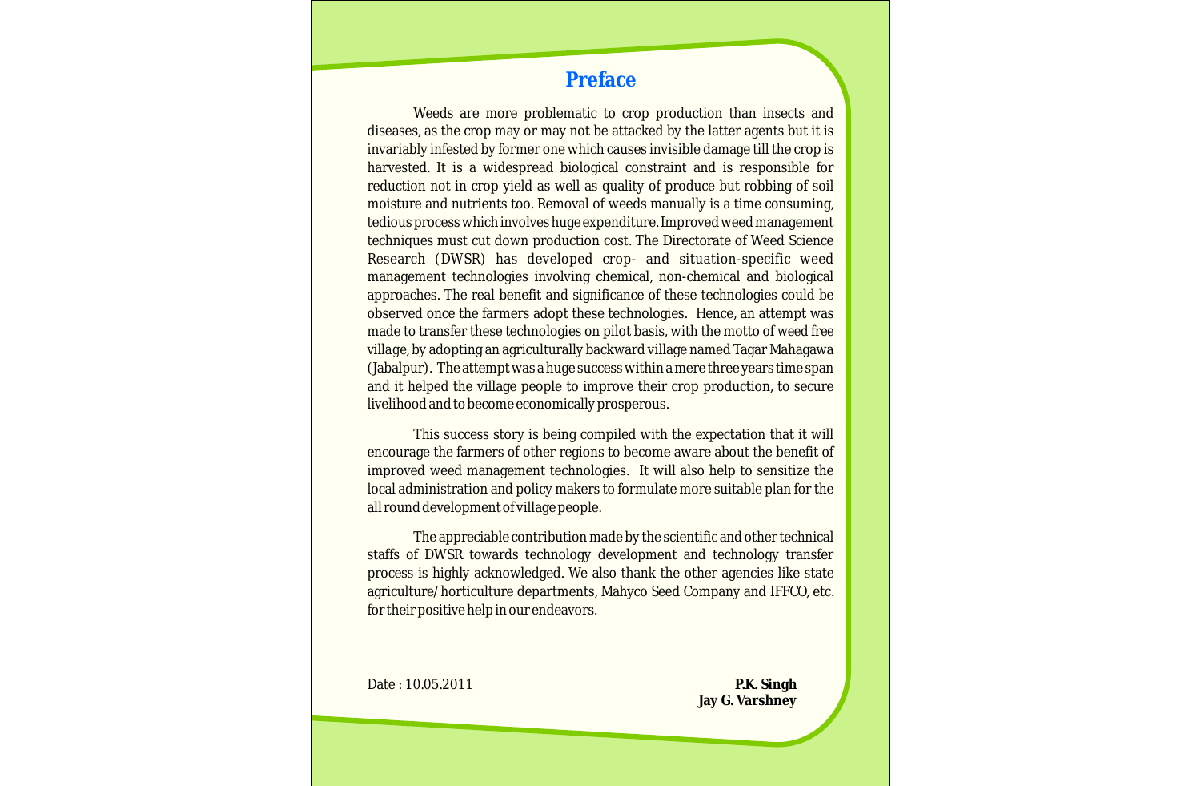# Preface

Weeds are more problematic to crop production than insects and diseases, as the crop may or may not be attacked by the latter agents but it is invariably infested by former one which causes invisible damage till the crop is harvested. It is a widespread biological constraint and is responsible for reduction not in crop yield as well as quality of produce but robbing of soil moisture and nutrients too. Removal of weeds manually is a time consuming, tedious process which involves huge expenditure. Improved weed management techniques must cut down production cost. The Directorate of Weed Science Research (DWSR) has developed crop- and situation-specific weed management technologies involving chemical, non-chemical and biological approaches. The real benefit and significance of these technologies could be observed once the farmers adopt these technologies. Hence, an attempt was made to transfer these technologies on pilot basis, with the motto of weed free village, by adopting an agriculturally backward village named Tagar Mahagawa (Jabalpur). The attempt was a huge success within a mere three years time span and it helped the village people to improve their crop production, to secure livelihood and to become economically prosperous.

This success story is being compiled with the expectation that it will encourage the farmers of other regions to become aware about the benefit of improved weed management technologies. It will also help to sensitize the local administration and policy makers to formulate more suitable plan for the all round development of village people.

The appreciable contribution made by the scientific and other technical staffs of DWSR towards technology development and technology transfer process is highly acknowledged. We also thank the other agencies like state agriculture/horticulture departments, Mahyco Seed Company and IFFCO, etc. for their positive help in our endeavors.

Date : 10.05.2011

**P.K. Singh**
**Jay G. Varshney**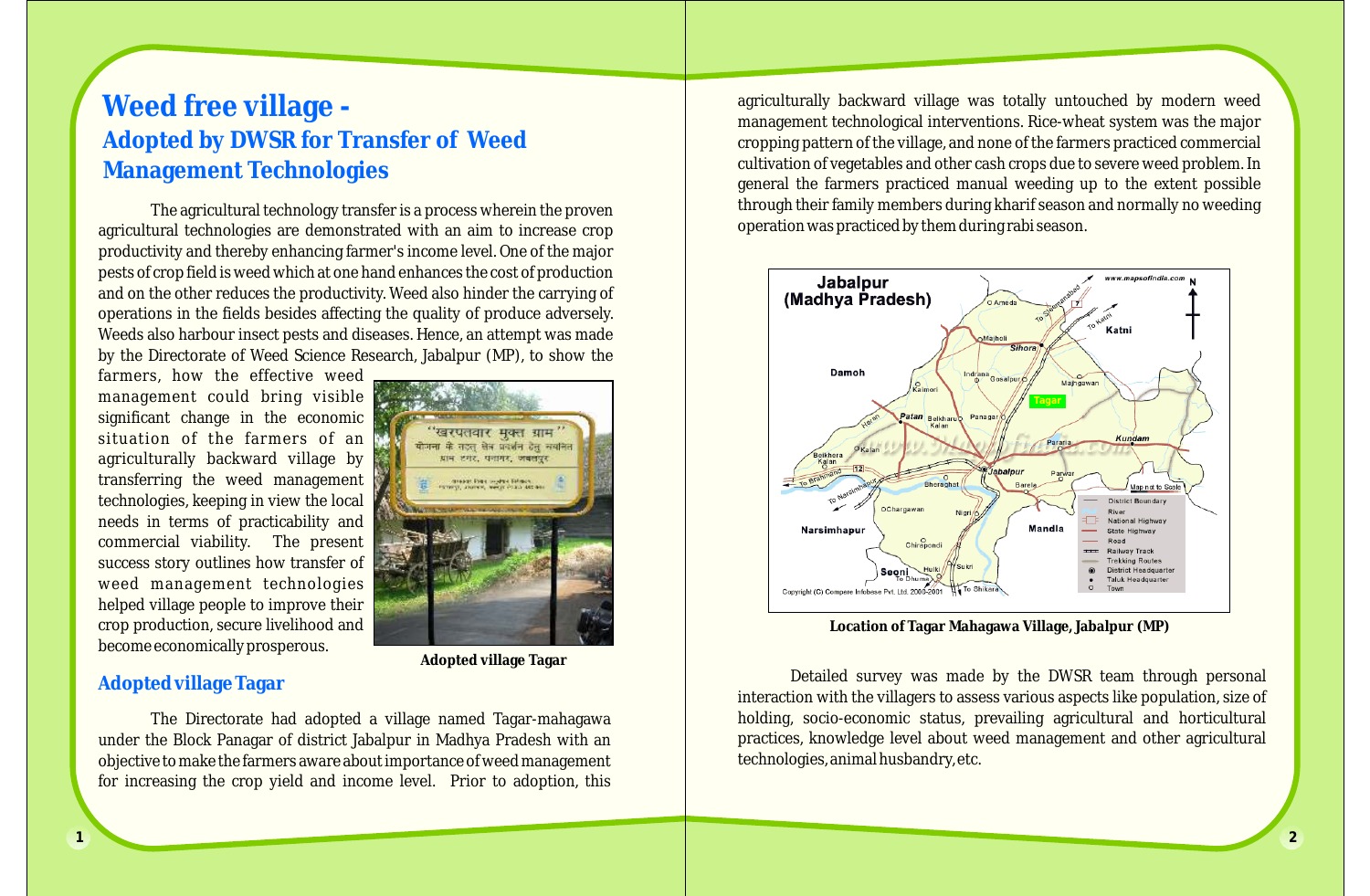# Weed free village -

## Adopted by DWSR for Transfer of Weed Management Technologies

The agricultural technology transfer is a process wherein the proven agricultural technologies are demonstrated with an aim to increase crop productivity and thereby enhancing farmer's income level. One of the major pests of crop field is weed which at one hand enhances the cost of production and on the other reduces the productivity. Weed also hinder the carrying of operations in the fields besides affecting the quality of produce adversely. Weeds also harbour insect pests and diseases. Hence, an attempt was made by the Directorate of Weed Science Research, Jabalpur (MP), to show the farmers, how the effective weed management could bring visible significant change in the economic situation of the farmers of an agriculturally backward village by transferring the weed management technologies, keeping in view the local needs in terms of practicability and commercial viability. The present success story outlines how transfer of weed management technologies helped village people to improve their crop production, secure livelihood and become economically prosperous.

Adopted village Tagar

### Adopted village Tagar

The Directorate had adopted a village named Tagar-mahagawa under the Block Panagar of district Jabalpur in Madhya Pradesh with an objective to make the farmers aware about importance of weed management for increasing the crop yield and income level. Prior to adoption, this agriculturally backward village was totally untouched by modern weed management technological interventions. Rice-wheat system was the major cropping pattern of the village, and none of the farmers practiced commercial cultivation of vegetables and other cash crops due to severe weed problem. In general the farmers practiced manual weeding up to the extent possible through their family members during kharif season and normally no weeding operation was practiced by them during rabi season.

Location of Tagar Mahagawa Village, Jabalpur (MP)

Detailed survey was made by the DWSR team through personal interaction with the villagers to assess various aspects like population, size of holding, socio-economic status, prevailing agricultural and horticultural practices, knowledge level about weed management and other agricultural technologies, animal husbandry, etc.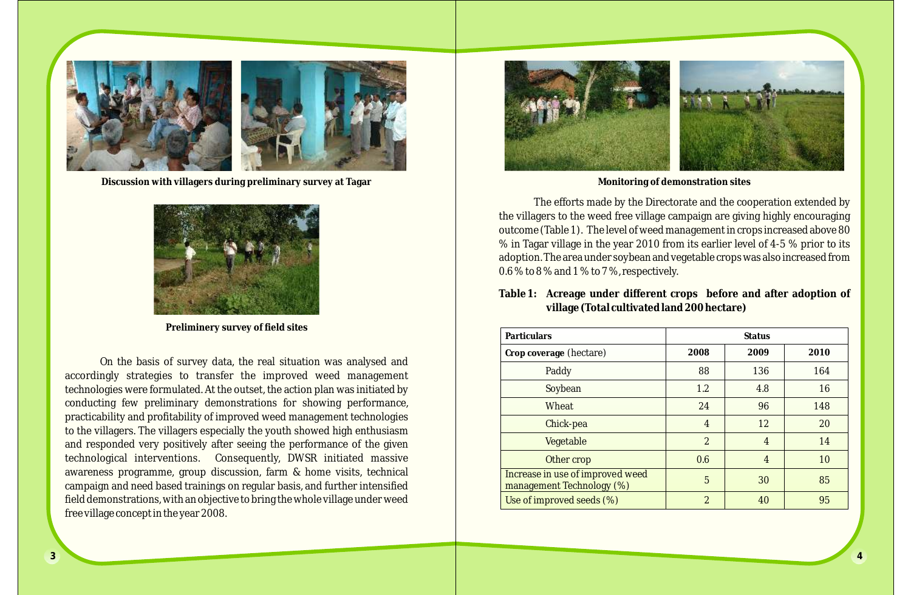Discussion with villagers during preliminary survey at Tagar

Preliminery survey of field sites

On the basis of survey data, the real situation was analysed and accordingly strategies to transfer the improved weed management technologies were formulated. At the outset, the action plan was initiated by conducting few preliminary demonstrations for showing performance, practicability and profitability of improved weed management technologies to the villagers. The villagers especially the youth showed high enthusiasm and responded very positively after seeing the performance of the given technological interventions. Consequently, DWSR initiated massive awareness programme, group discussion, farm & home visits, technical campaign and need based trainings on regular basis, and further intensified field demonstrations, with an objective to bring the whole village under weed free village concept in the year 2008.

Monitoring of demonstration sites

The efforts made by the Directorate and the cooperation extended by the villagers to the weed free village campaign are giving highly encouraging outcome (Table 1). The level of weed management in crops increased above 80 % in Tagar village in the year 2010 from its earlier level of 4-5 % prior to its adoption. The area under soybean and vegetable crops was also increased from 0.6 % to 8 % and 1 % to 7 %, respectively.

**Table 1: Acreage under different crops before and after adoption of village (Total cultivated land 200 hectare)**

| **Particulars** | **Status** | | |
|---|---|---|---|
| **Crop coverage** (hectare) | **2008** | **2009** | **2010** |
| Paddy | 88 | 136 | 164 |
| Soybean | 1.2 | 4.8 | 16 |
| Wheat | 24 | 96 | 148 |
| Chick-pea | 4 | 12 | 20 |
| Vegetable | 2 | 4 | 14 |
| Other crop | 0.6 | 4 | 10 |
| Increase in use of improved weed management Technology (%) | 5 | 30 | 85 |
| Use of improved seeds (%) | 2 | 40 | 95 |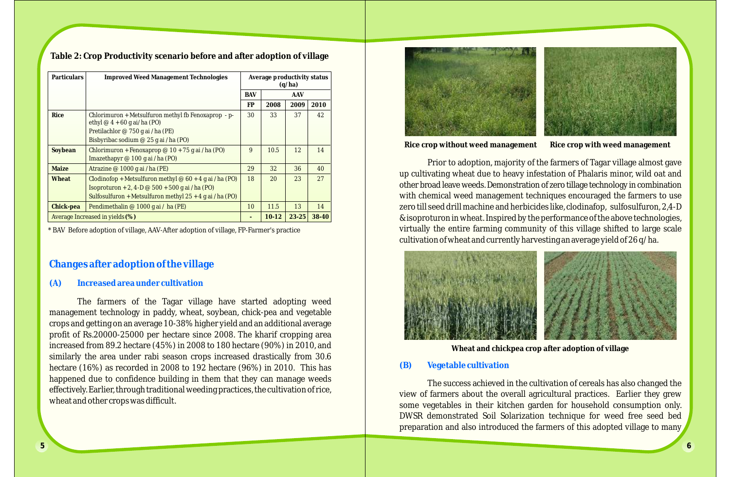**Table 2: Crop Productivity scenario before and after adoption of village**

| Particulars | Improved Weed Management Technologies | Average productivity status (q/ha) | | | |
|---|---|---|---|---|---|
| | | BAV | AAV | | |
| | | FP | 2008 | 2009 | 2010 |
| **Rice** | Chlorimuron + Metsulfuron methyl fb Fenoxaprop - p-ethyl @ 4 + 60 g ai/ha (PO)<br>Pretilachlor @ 750 g ai / ha (PE)<br>Bisbyribac sodium @ 25 g ai / ha (PO) | 30 | 33 | 37 | 42 |
| **Soybean** | Chlorimuron + Fenoxaprop @ 10 + 75 g ai / ha (PO)<br>Imazethapyr @ 100 g ai / ha (PO) | 9 | 10.5 | 12 | 14 |
| **Maize** | Atrazine @ 1000 g ai / ha (PE) | 29 | 32 | 36 | 40 |
| **Wheat** | Clodinofop + Metsulfuron methyl @ 60 + 4 g ai / ha (PO)<br>Isoproturon + 2, 4-D @ 500 + 500 g ai / ha (PO)<br>Sulfosulfuron + Metsulfuron methyl 25 + 4 g ai / ha (PO) | 18 | 20 | 23 | 27 |
| **Chick-pea** | Pendimethalin @ 1000 g ai / ha (PE) | 10 | 11.5 | 13 | 14 |
| Average Increased in yields **(%)** | | - | **10-12** | **23-25** | **38-40** |

* BAV Before adoption of village, AAV-After adoption of village, FP-Farmer's practice

## Changes after adoption of the village

### (A) Increased area under cultivation

The farmers of the Tagar village have started adopting weed management technology in paddy, wheat, soybean, chick-pea and vegetable crops and getting on an average 10-38% higher yield and an additional average profit of Rs.20000-25000 per hectare since 2008. The kharif cropping area increased from 89.2 hectare (45%) in 2008 to 180 hectare (90%) in 2010, and similarly the area under rabi season crops increased drastically from 30.6 hectare (16%) as recorded in 2008 to 192 hectare (96%) in 2010. This has happened due to confidence building in them that they can manage weeds effectively. Earlier, through traditional weeding practices, the cultivation of rice, wheat and other crops was difficult.

**Rice crop without weed management** **Rice crop with weed management**

Prior to adoption, majority of the farmers of Tagar village almost gave up cultivating wheat due to heavy infestation of Phalaris minor, wild oat and other broad leave weeds. Demonstration of zero tillage technology in combination with chemical weed management techniques encouraged the farmers to use zero till seed drill machine and herbicides like, clodinafop, sulfosulfuron, 2,4-D & isoproturon in wheat. Inspired by the performance of the above technologies, virtually the entire farming community of this village shifted to large scale cultivation of wheat and currently harvesting an average yield of 26 q/ha.

**Wheat and chickpea crop after adoption of village**

### (B) Vegetable cultivation

The success achieved in the cultivation of cereals has also changed the view of farmers about the overall agricultural practices. Earlier they grew some vegetables in their kitchen garden for household consumption only. DWSR demonstrated Soil Solarization technique for weed free seed bed preparation and also introduced the farmers of this adopted village to many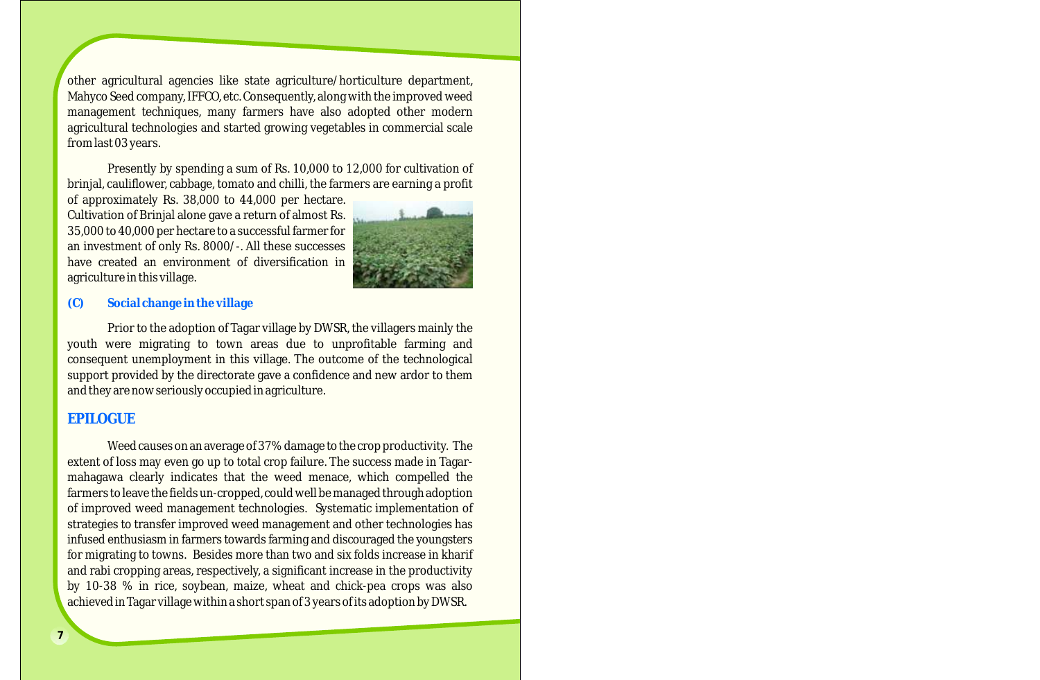other agricultural agencies like state agriculture/horticulture department, Mahyco Seed company, IFFCO, etc. Consequently, along with the improved weed management techniques, many farmers have also adopted other modern agricultural technologies and started growing vegetables in commercial scale from last 03 years.

Presently by spending a sum of Rs. 10,000 to 12,000 for cultivation of brinjal, cauliflower, cabbage, tomato and chilli, the farmers are earning a profit of approximately Rs. 38,000 to 44,000 per hectare. Cultivation of Brinjal alone gave a return of almost Rs. 35,000 to 40,000 per hectare to a successful farmer for an investment of only Rs. 8000/-. All these successes have created an environment of diversification in agriculture in this village.

### (C) Social change in the village

Prior to the adoption of Tagar village by DWSR, the villagers mainly the youth were migrating to town areas due to unprofitable farming and consequent unemployment in this village. The outcome of the technological support provided by the directorate gave a confidence and new ardor to them and they are now seriously occupied in agriculture.

## EPILOGUE

Weed causes on an average of 37% damage to the crop productivity. The extent of loss may even go up to total crop failure. The success made in Tagar-mahagawa clearly indicates that the weed menace, which compelled the farmers to leave the fields un-cropped, could well be managed through adoption of improved weed management technologies. Systematic implementation of strategies to transfer improved weed management and other technologies has infused enthusiasm in farmers towards farming and discouraged the youngsters for migrating to towns. Besides more than two and six folds increase in kharif and rabi cropping areas, respectively, a significant increase in the productivity by 10-38 % in rice, soybean, maize, wheat and chick-pea crops was also achieved in Tagar village within a short span of 3 years of its adoption by DWSR.